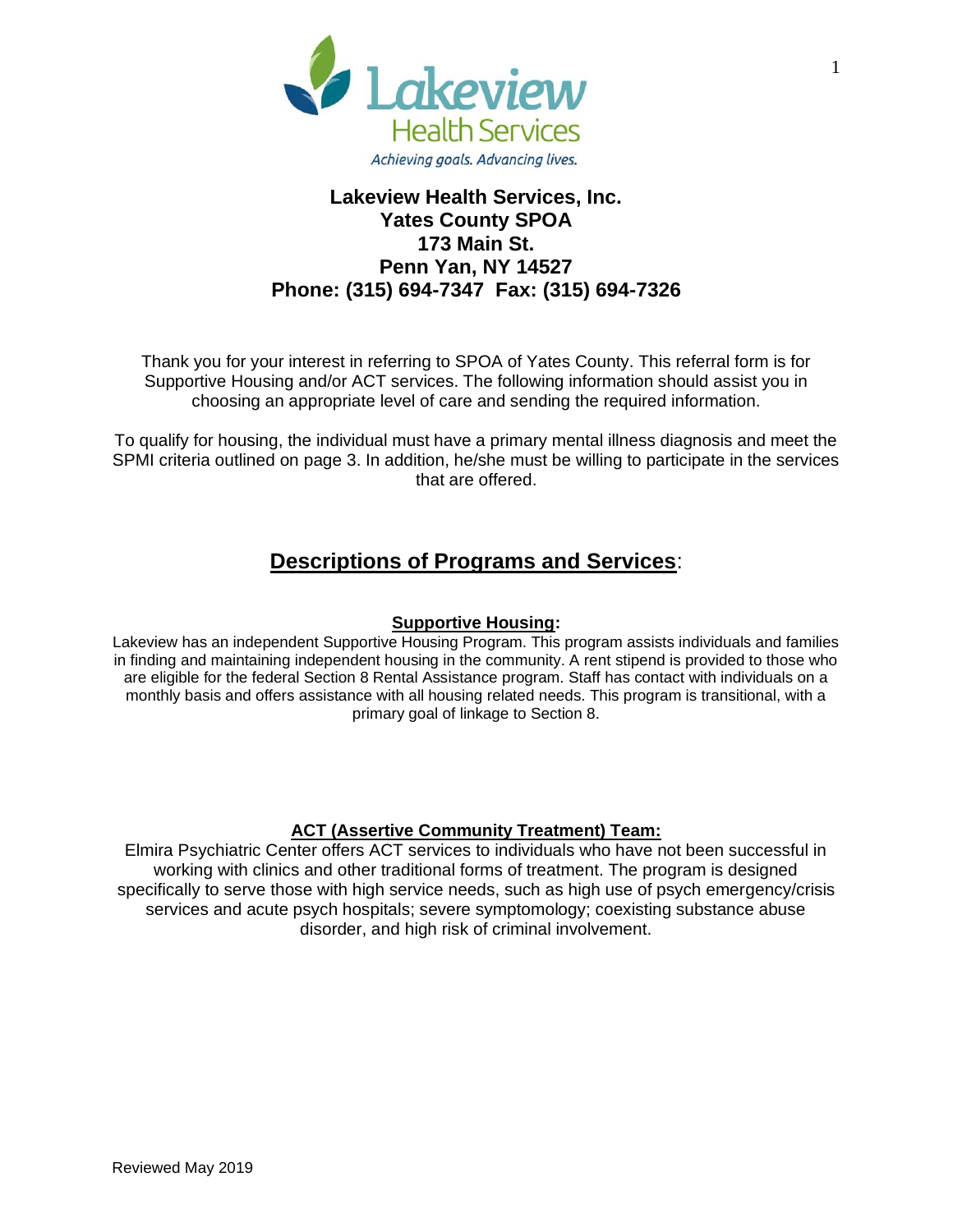Lakeview Health Services

*Achieving goals. Advancing lives.*

**Lakeview Health Services, Inc.**
**Yates County SPOA**
**173 Main St.**
**Penn Yan, NY 14527**
**Phone: (315) 694-7347 Fax: (315) 694-7326**

Thank you for your interest in referring to SPOA of Yates County. This referral form is for Supportive Housing and/or ACT services. The following information should assist you in choosing an appropriate level of care and sending the required information.

To qualify for housing, the individual must have a primary mental illness diagnosis and meet the SPMI criteria outlined on page 3. In addition, he/she must be willing to participate in the services that are offered.

## Descriptions of Programs and Services:

### Supportive Housing:

Lakeview has an independent Supportive Housing Program. This program assists individuals and families in finding and maintaining independent housing in the community. A rent stipend is provided to those who are eligible for the federal Section 8 Rental Assistance program. Staff has contact with individuals on a monthly basis and offers assistance with all housing related needs. This program is transitional, with a primary goal of linkage to Section 8.

### ACT (Assertive Community Treatment) Team:

Elmira Psychiatric Center offers ACT services to individuals who have not been successful in working with clinics and other traditional forms of treatment. The program is designed specifically to serve those with high service needs, such as high use of psych emergency/crisis services and acute psych hospitals; severe symptomology; coexisting substance abuse disorder, and high risk of criminal involvement.

Reviewed May 2019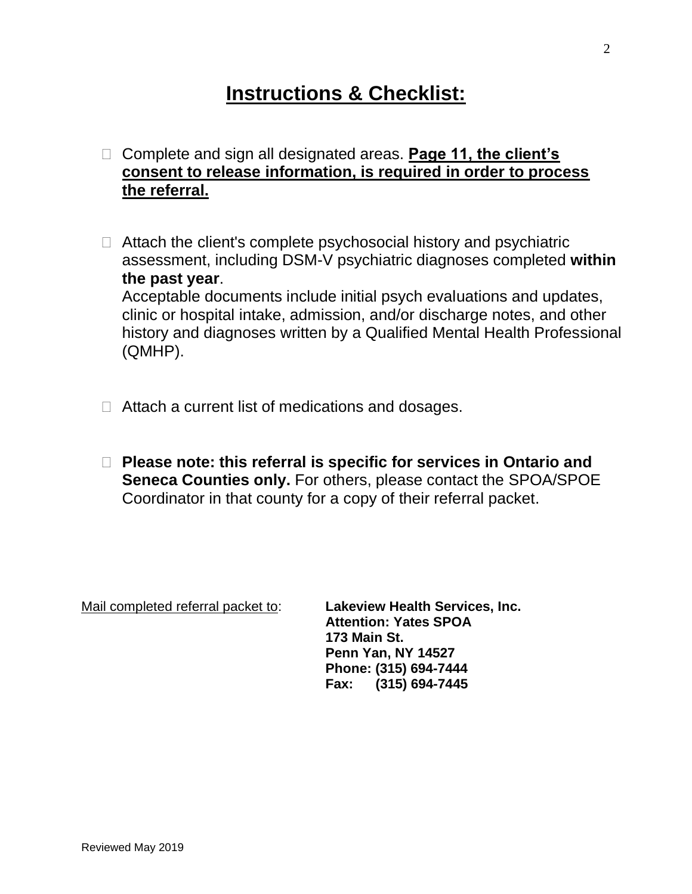# Instructions & Checklist:

- ☐ Complete and sign all designated areas. **Page 11, the client's consent to release information, is required in order to process the referral.**

- ☐ Attach the client's complete psychosocial history and psychiatric assessment, including DSM-V psychiatric diagnoses completed **within the past year**.
  Acceptable documents include initial psych evaluations and updates, clinic or hospital intake, admission, and/or discharge notes, and other history and diagnoses written by a Qualified Mental Health Professional (QMHP).

- ☐ Attach a current list of medications and dosages.

- ☐ **Please note: this referral is specific for services in Ontario and Seneca Counties only.** For others, please contact the SPOA/SPOE Coordinator in that county for a copy of their referral packet.

Mail completed referral packet to:

**Lakeview Health Services, Inc.**
**Attention: Yates SPOA**
**173 Main St.**
**Penn Yan, NY 14527**
**Phone: (315) 694-7444**
**Fax: (315) 694-7445**

Reviewed May 2019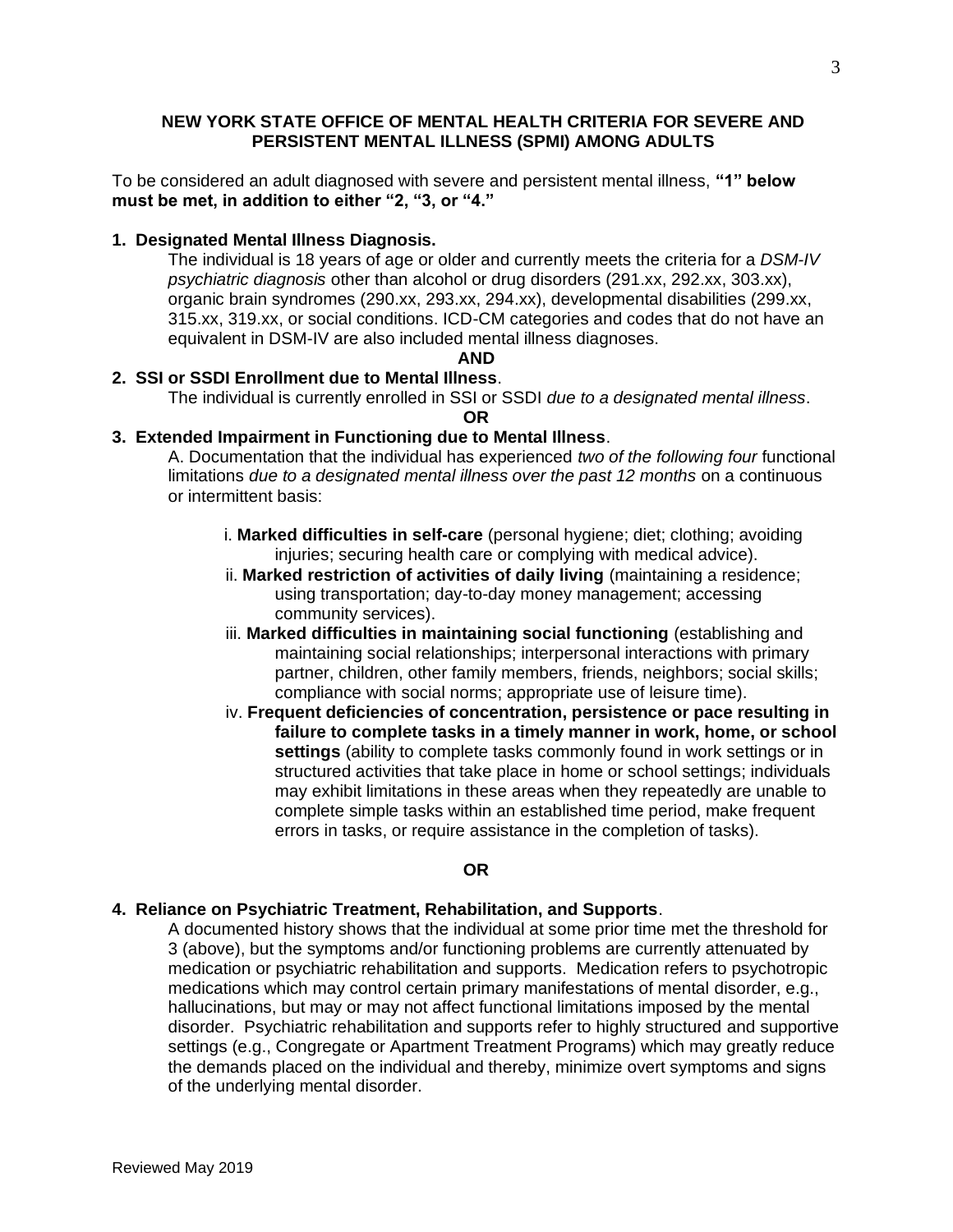## NEW YORK STATE OFFICE OF MENTAL HEALTH CRITERIA FOR SEVERE AND PERSISTENT MENTAL ILLNESS (SPMI) AMONG ADULTS

To be considered an adult diagnosed with severe and persistent mental illness, **"1" below must be met, in addition to either "2, "3, or "4."**

**1. Designated Mental Illness Diagnosis.**

The individual is 18 years of age or older and currently meets the criteria for a *DSM-IV psychiatric diagnosis* other than alcohol or drug disorders (291.xx, 292.xx, 303.xx), organic brain syndromes (290.xx, 293.xx, 294.xx), developmental disabilities (299.xx, 315.xx, 319.xx, or social conditions. ICD-CM categories and codes that do not have an equivalent in DSM-IV are also included mental illness diagnoses.

**AND**

**2. SSI or SSDI Enrollment due to Mental Illness**.

The individual is currently enrolled in SSI or SSDI *due to a designated mental illness*.

**OR**

**3. Extended Impairment in Functioning due to Mental Illness**.

A. Documentation that the individual has experienced *two of the following four* functional limitations *due to a designated mental illness over the past 12 months* on a continuous or intermittent basis:

i. **Marked difficulties in self-care** (personal hygiene; diet; clothing; avoiding injuries; securing health care or complying with medical advice).

ii. **Marked restriction of activities of daily living** (maintaining a residence; using transportation; day-to-day money management; accessing community services).

iii. **Marked difficulties in maintaining social functioning** (establishing and maintaining social relationships; interpersonal interactions with primary partner, children, other family members, friends, neighbors; social skills; compliance with social norms; appropriate use of leisure time).

iv. **Frequent deficiencies of concentration, persistence or pace resulting in failure to complete tasks in a timely manner in work, home, or school settings** (ability to complete tasks commonly found in work settings or in structured activities that take place in home or school settings; individuals may exhibit limitations in these areas when they repeatedly are unable to complete simple tasks within an established time period, make frequent errors in tasks, or require assistance in the completion of tasks).

**OR**

**4. Reliance on Psychiatric Treatment, Rehabilitation, and Supports**.

A documented history shows that the individual at some prior time met the threshold for 3 (above), but the symptoms and/or functioning problems are currently attenuated by medication or psychiatric rehabilitation and supports. Medication refers to psychotropic medications which may control certain primary manifestations of mental disorder, e.g., hallucinations, but may or may not affect functional limitations imposed by the mental disorder. Psychiatric rehabilitation and supports refer to highly structured and supportive settings (e.g., Congregate or Apartment Treatment Programs) which may greatly reduce the demands placed on the individual and thereby, minimize overt symptoms and signs of the underlying mental disorder.

Reviewed May 2019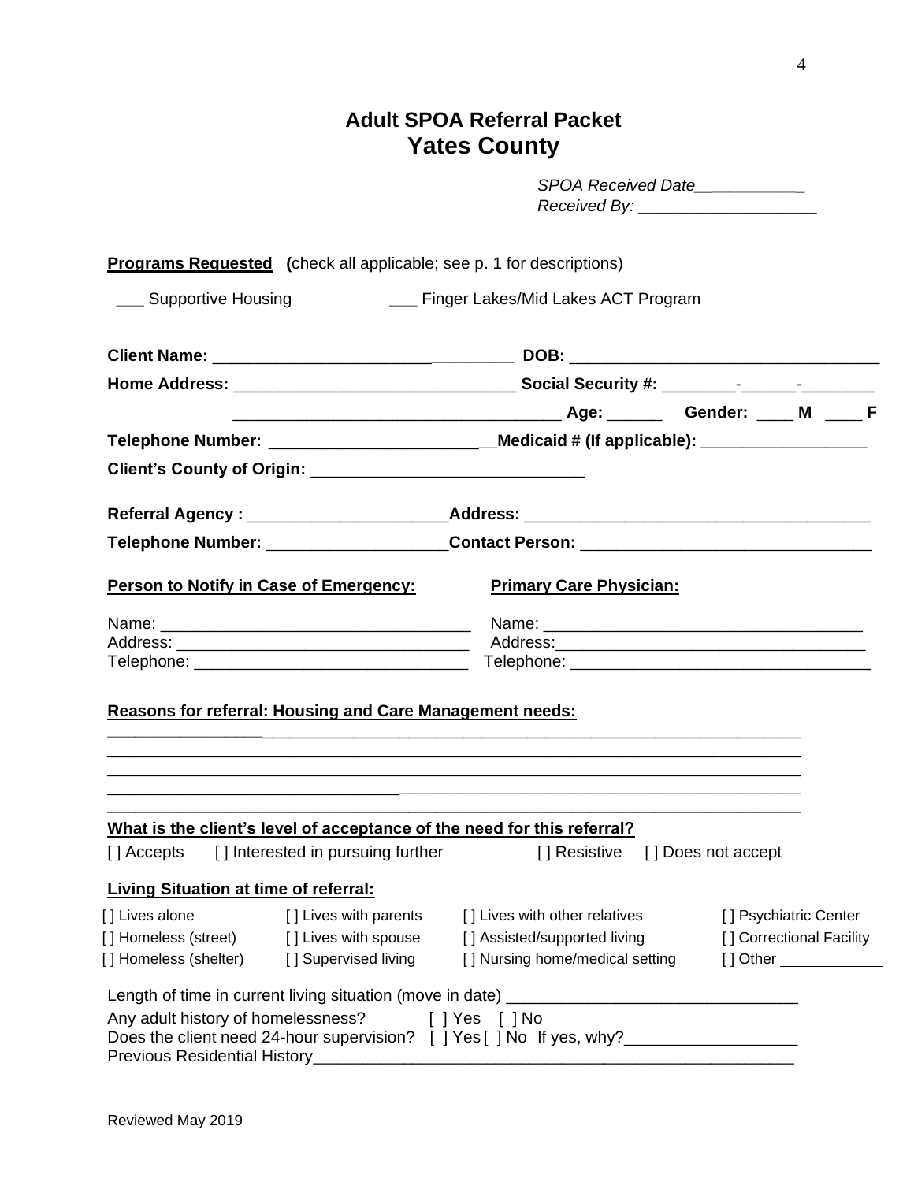# Adult SPOA Referral Packet
## Yates County

*SPOA Received Date___________*
*Received By: ___________________*

**Programs Requested** (check all applicable; see p. 1 for descriptions)

___ Supportive Housing ___ Finger Lakes/Mid Lakes ACT Program

**Client Name:** _________________________________ **DOB:** _________________________________

**Home Address:** _______________________________ **Social Security #:** ________-______-________

_______________________________________ **Age:** ______ **Gender:** ____ **M** ____ **F**

**Telephone Number:** ________________________**Medicaid # (If applicable):** _________________

**Client's County of Origin:** ______________________________

**Referral Agency :** ______________________**Address:** _____________________________________

**Telephone Number:** ___________________**Contact Person:** _______________________________

**Person to Notify in Case of Emergency:**

Name: __________________________________
Address: ________________________________
Telephone: ______________________________

**Primary Care Physician:**

Name: __________________________________
Address: ________________________________
Telephone: ______________________________

**Reasons for referral: Housing and Care Management needs:**

_____________________________________________________________________
_____________________________________________________________________
_____________________________________________________________________
_____________________________________________________________________
_____________________________________________________________________

**What is the client's level of acceptance of the need for this referral?**

[ ] Accepts [ ] Interested in pursuing further [ ] Resistive [ ] Does not accept

**Living Situation at time of referral:**

| | | | |
|---|---|---|---|
| [ ] Lives alone | [ ] Lives with parents | [ ] Lives with other relatives | [ ] Psychiatric Center |
| [ ] Homeless (street) | [ ] Lives with spouse | [ ] Assisted/supported living | [ ] Correctional Facility |
| [ ] Homeless (shelter) | [ ] Supervised living | [ ] Nursing home/medical setting | [ ] Other ____________ |

Length of time in current living situation (move in date) ______________________________

Any adult history of homelessness? [ ] Yes [ ] No

Does the client need 24-hour supervision? [ ] Yes [ ] No If yes, why?__________________

Previous Residential History_____________________________________________________

Reviewed May 2019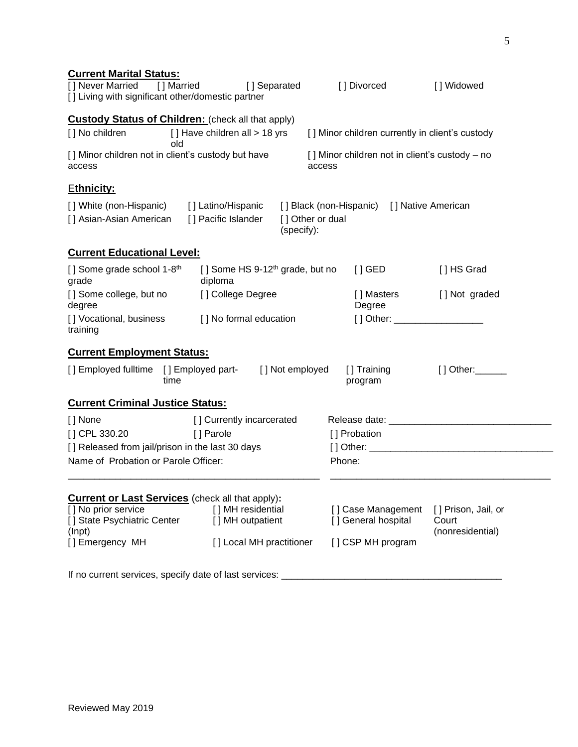**Current Marital Status:**

[ ] Never Married [ ] Married [ ] Separated [ ] Divorced [ ] Widowed
[ ] Living with significant other/domestic partner

**Custody Status of Children:** (check all that apply)

| | | |
|---|---|---|
| [ ] No children | [ ] Have children all > 18 yrs old | [ ] Minor children currently in client's custody |
| [ ] Minor children not in client's custody but have access | | [ ] Minor children not in client's custody – no access |

**Ethnicity:**

| | | | |
|---|---|---|---|
| [ ] White (non-Hispanic) | [ ] Latino/Hispanic | [ ] Black (non-Hispanic) | [ ] Native American |
| [ ] Asian-Asian American | [ ] Pacific Islander | [ ] Other or dual (specify): | |

**Current Educational Level:**

| | | | |
|---|---|---|---|
| [ ] Some grade school 1-8th grade | [ ] Some HS 9-12th grade, but no diploma | [ ] GED | [ ] HS Grad |
| [ ] Some college, but no degree | [ ] College Degree | [ ] Masters Degree | [ ] Not graded |
| [ ] Vocational, business training | [ ] No formal education | [ ] Other: _________________ | |

**Current Employment Status:**

| | | | | |
|---|---|---|---|---|
| [ ] Employed fulltime | [ ] Employed part-time | [ ] Not employed | [ ] Training program | [ ] Other:______ |

**Current Criminal Justice Status:**

| | | |
|---|---|---|
| [ ] None | [ ] Currently incarcerated | Release date: ______________________________ |
| [ ] CPL 330.20 | [ ] Parole | [ ] Probation |
| [ ] Released from jail/prison in the last 30 days | | [ ] Other: __________________________________ |
| Name of Probation or Parole Officer: | | Phone: |

________________________________________________ __________________________________________

**Current or Last Services** (check all that apply)**:**

| | | | |
|---|---|---|---|
| [ ] No prior service | [ ] MH residential | [ ] Case Management | [ ] Prison, Jail, or Court (nonresidential) |
| [ ] State Psychiatric Center (Inpt) | [ ] MH outpatient | [ ] General hospital | |
| [ ] Emergency MH | [ ] Local MH practitioner | [ ] CSP MH program | |

If no current services, specify date of last services: _________________________________________

Reviewed May 2019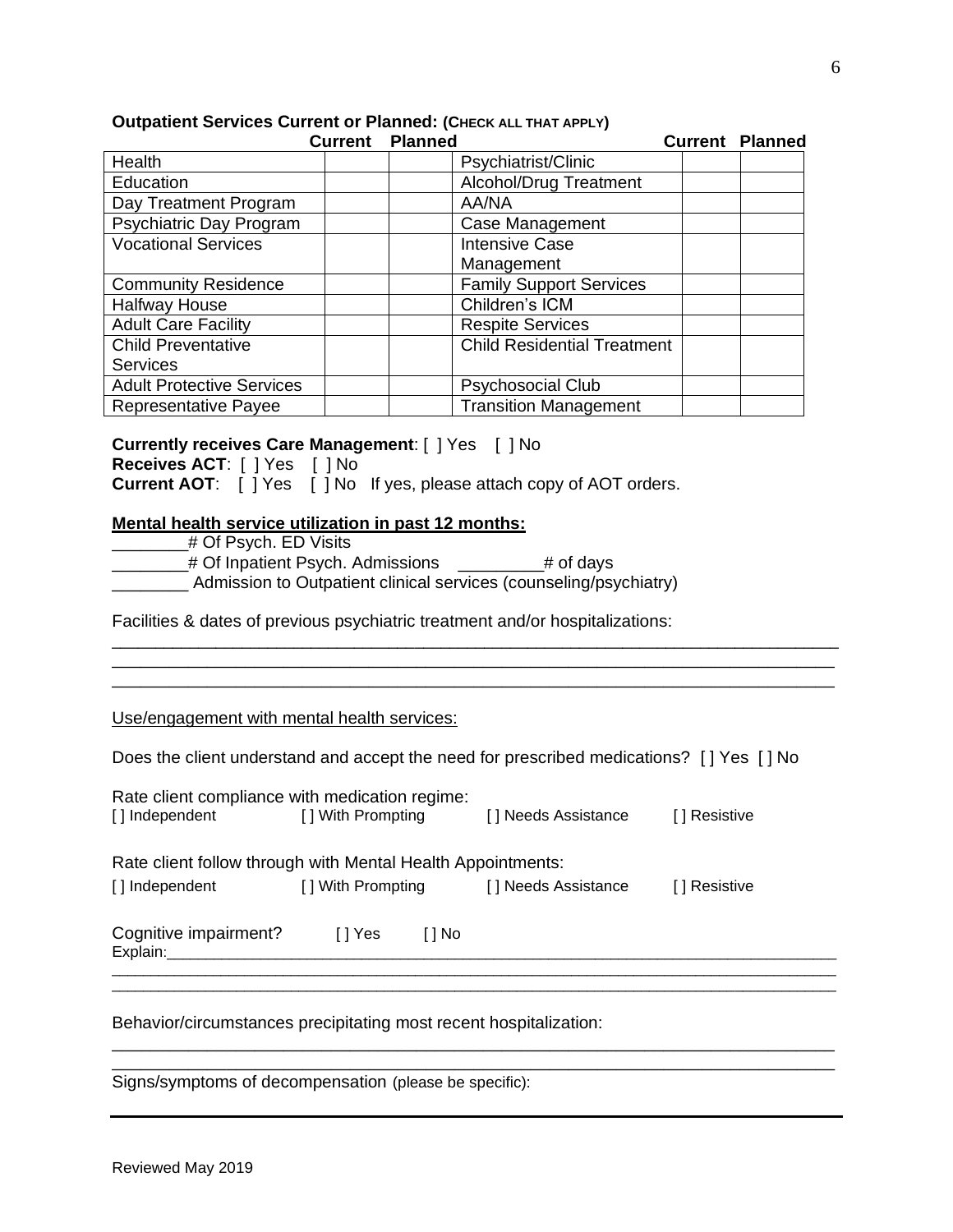**Outpatient Services Current or Planned: (CHECK ALL THAT APPLY)**

| | Current | Planned | | Current | Planned |
|---|---|---|---|---|---|
| Health | | | Psychiatrist/Clinic | | |
| Education | | | Alcohol/Drug Treatment | | |
| Day Treatment Program | | | AA/NA | | |
| Psychiatric Day Program | | | Case Management | | |
| Vocational Services | | | Intensive Case Management | | |
| Community Residence | | | Family Support Services | | |
| Halfway House | | | Children's ICM | | |
| Adult Care Facility | | | Respite Services | | |
| Child Preventative Services | | | Child Residential Treatment | | |
| Adult Protective Services | | | Psychosocial Club | | |
| Representative Payee | | | Transition Management | | |

**Currently receives Care Management**: [ ] Yes [ ] No
**Receives ACT**: [ ] Yes [ ] No
**Current AOT**: [ ] Yes [ ] No If yes, please attach copy of AOT orders.

**Mental health service utilization in past 12 months:**

________# Of Psych. ED Visits
________# Of Inpatient Psych. Admissions _________# of days
________ Admission to Outpatient clinical services (counseling/psychiatry)

Facilities & dates of previous psychiatric treatment and/or hospitalizations:

______________________________________________________________________________
______________________________________________________________________________
______________________________________________________________________________

Use/engagement with mental health services:

Does the client understand and accept the need for prescribed medications? [ ] Yes [ ] No

Rate client compliance with medication regime:
[ ] Independent [ ] With Prompting [ ] Needs Assistance [ ] Resistive

Rate client follow through with Mental Health Appointments:
[ ] Independent [ ] With Prompting [ ] Needs Assistance [ ] Resistive

Cognitive impairment? [ ] Yes [ ] No
Explain:______________________________________________________________________
______________________________________________________________________________
______________________________________________________________________________

Behavior/circumstances precipitating most recent hospitalization:

______________________________________________________________________________
______________________________________________________________________________

Signs/symptoms of decompensation (please be specific):

Reviewed May 2019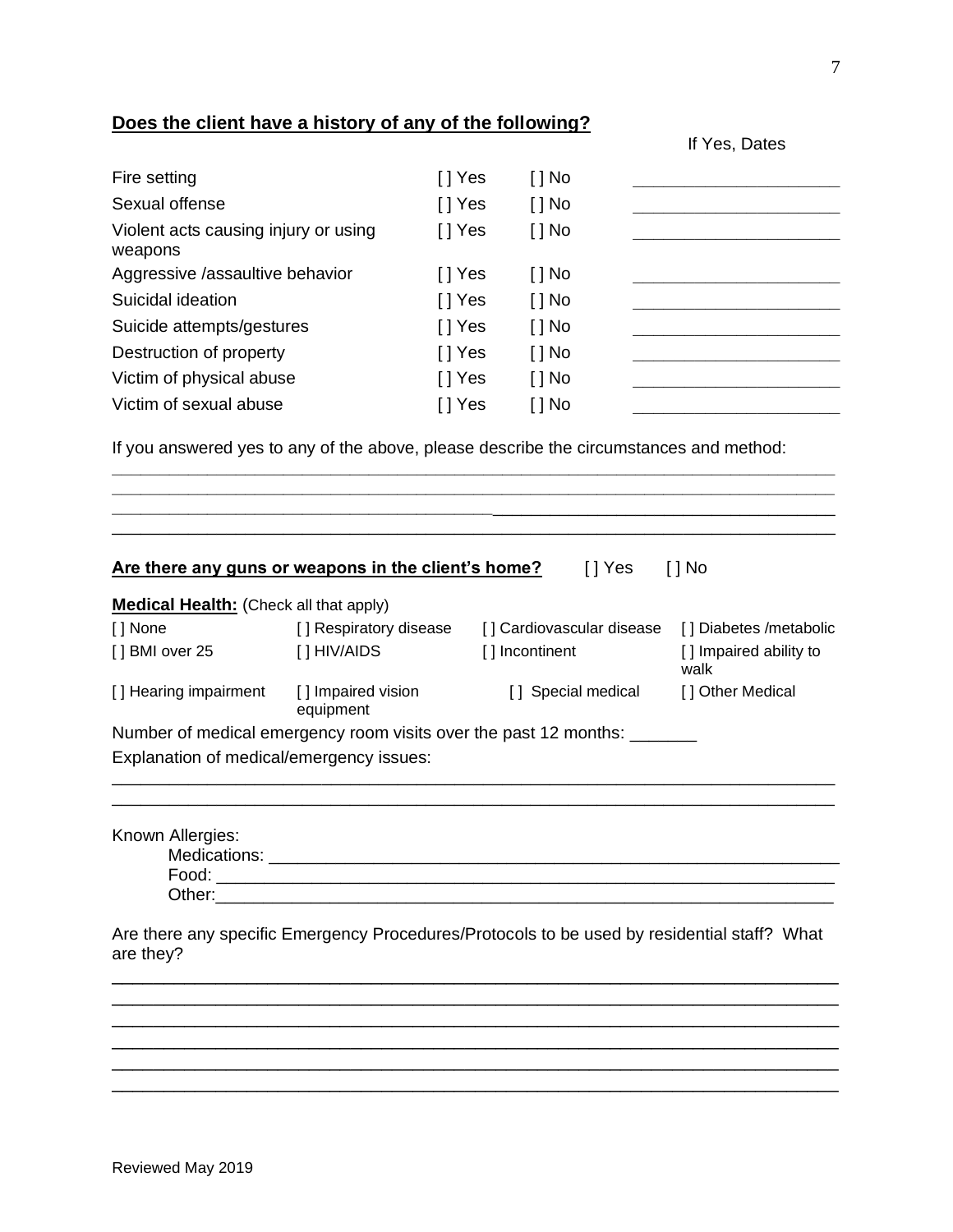**Does the client have a history of any of the following?**

| | | | If Yes, Dates |
|---|---|---|---|
| Fire setting | [ ] Yes | [ ] No | ____________________ |
| Sexual offense | [ ] Yes | [ ] No | ____________________ |
| Violent acts causing injury or using weapons | [ ] Yes | [ ] No | ____________________ |
| Aggressive /assaultive behavior | [ ] Yes | [ ] No | ____________________ |
| Suicidal ideation | [ ] Yes | [ ] No | ____________________ |
| Suicide attempts/gestures | [ ] Yes | [ ] No | ____________________ |
| Destruction of property | [ ] Yes | [ ] No | ____________________ |
| Victim of physical abuse | [ ] Yes | [ ] No | ____________________ |
| Victim of sexual abuse | [ ] Yes | [ ] No | ____________________ |

If you answered yes to any of the above, please describe the circumstances and method:

______________________________________________________________________________
______________________________________________________________________________
______________________________________________________________________________
______________________________________________________________________________

**Are there any guns or weapons in the client's home?** [ ] Yes [ ] No

**Medical Health:** (Check all that apply)

| | | | |
|---|---|---|---|
| [ ] None | [ ] Respiratory disease | [ ] Cardiovascular disease | [ ] Diabetes /metabolic |
| [ ] BMI over 25 | [ ] HIV/AIDS | [ ] Incontinent | [ ] Impaired ability to walk |
| [ ] Hearing impairment | [ ] Impaired vision equipment | [ ] Special medical | [ ] Other Medical |

Number of medical emergency room visits over the past 12 months: _______

Explanation of medical/emergency issues:

______________________________________________________________________________
______________________________________________________________________________

Known Allergies:

Medications: ______________________________________________________________

Food: ____________________________________________________________________

Other:____________________________________________________________________

Are there any specific Emergency Procedures/Protocols to be used by residential staff? What are they?

______________________________________________________________________________
______________________________________________________________________________
______________________________________________________________________________
______________________________________________________________________________
______________________________________________________________________________
______________________________________________________________________________

Reviewed May 2019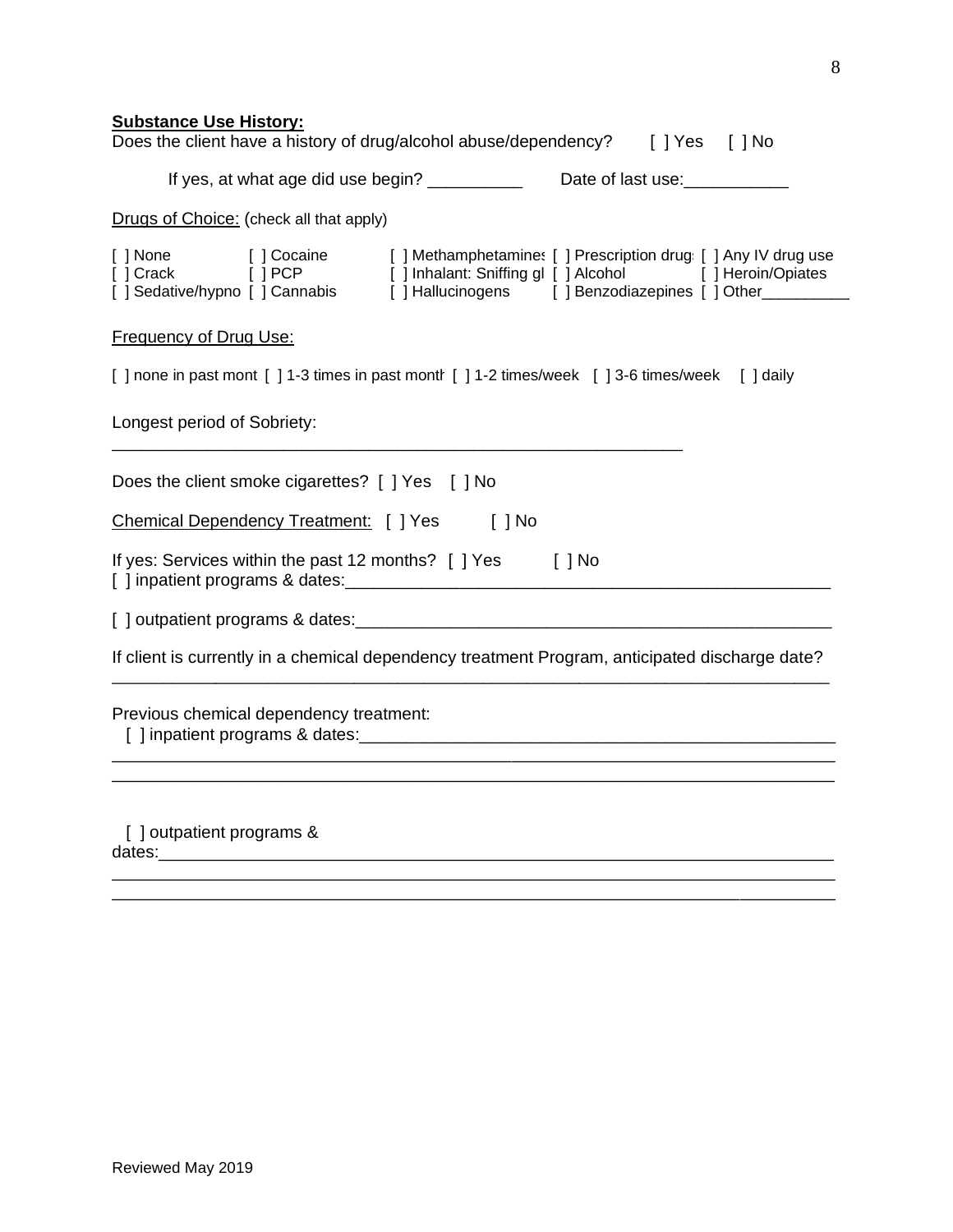**Substance Use History:**

Does the client have a history of drug/alcohol abuse/dependency? [ ] Yes [ ] No

If yes, at what age did use begin? __________ Date of last use:___________

Drugs of Choice: (check all that apply)

| | | | | |
|---|---|---|---|---|
| [ ] None | [ ] Cocaine | [ ] Methamphetamines | [ ] Prescription drug | [ ] Any IV drug use |
| [ ] Crack | [ ] PCP | [ ] Inhalant: Sniffing gl | [ ] Alcohol | [ ] Heroin/Opiates |
| [ ] Sedative/hypno | [ ] Cannabis | [ ] Hallucinogens | [ ] Benzodiazepines | [ ] Other__________ |

Frequency of Drug Use:

[ ] none in past mont [ ] 1-3 times in past montl [ ] 1-2 times/week [ ] 3-6 times/week [ ] daily

Longest period of Sobriety:
______________________________________________________________

Does the client smoke cigarettes? [ ] Yes [ ] No

Chemical Dependency Treatment: [ ] Yes [ ] No

If yes: Services within the past 12 months? [ ] Yes [ ] No
[ ] inpatient programs & dates:_____________________________________________________

[ ] outpatient programs & dates:____________________________________________________

If client is currently in a chemical dependency treatment Program, anticipated discharge date?
______________________________________________________________________________

Previous chemical dependency treatment:
[ ] inpatient programs & dates:_____________________________________________________
______________________________________________________________________________
______________________________________________________________________________

[ ] outpatient programs & dates:____________________________________________________
______________________________________________________________________________
______________________________________________________________________________

Reviewed May 2019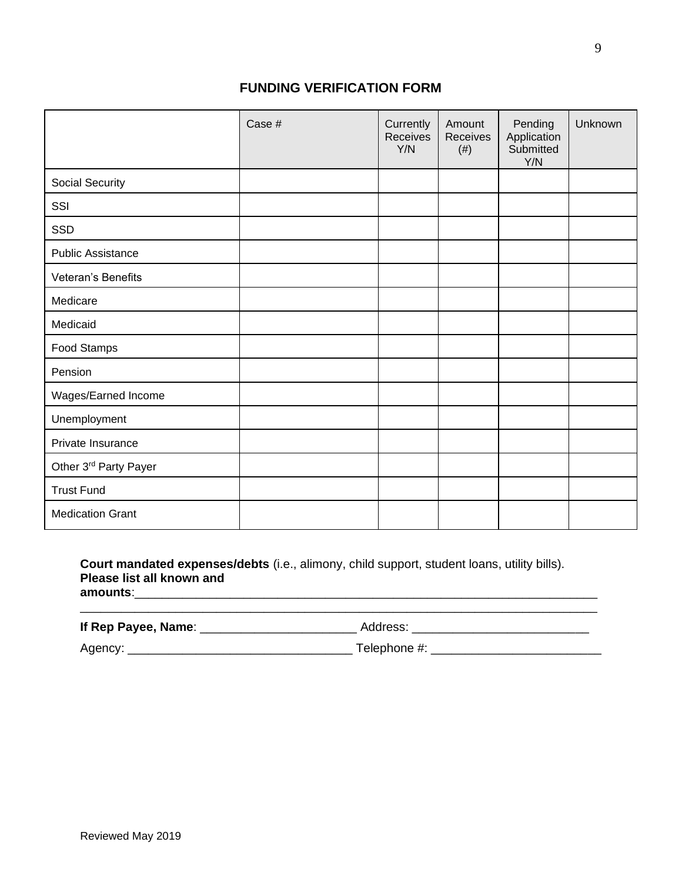## FUNDING VERIFICATION FORM

| | Case # | Currently Receives Y/N | Amount Receives (#) | Pending Application Submitted Y/N | Unknown |
|---|---|---|---|---|---|
| Social Security | | | | | |
| SSI | | | | | |
| SSD | | | | | |
| Public Assistance | | | | | |
| Veteran's Benefits | | | | | |
| Medicare | | | | | |
| Medicaid | | | | | |
| Food Stamps | | | | | |
| Pension | | | | | |
| Wages/Earned Income | | | | | |
| Unemployment | | | | | |
| Private Insurance | | | | | |
| Other 3rd Party Payer | | | | | |
| Trust Fund | | | | | |
| Medication Grant | | | | | |

**Court mandated expenses/debts** (i.e., alimony, child support, student loans, utility bills). **Please list all known and amounts**:_______________________________________________________________________
_____________________________________________________________________________________

**If Rep Payee, Name**: _______________________ Address: __________________________

Agency: _________________________________ Telephone #: _________________________

Reviewed May 2019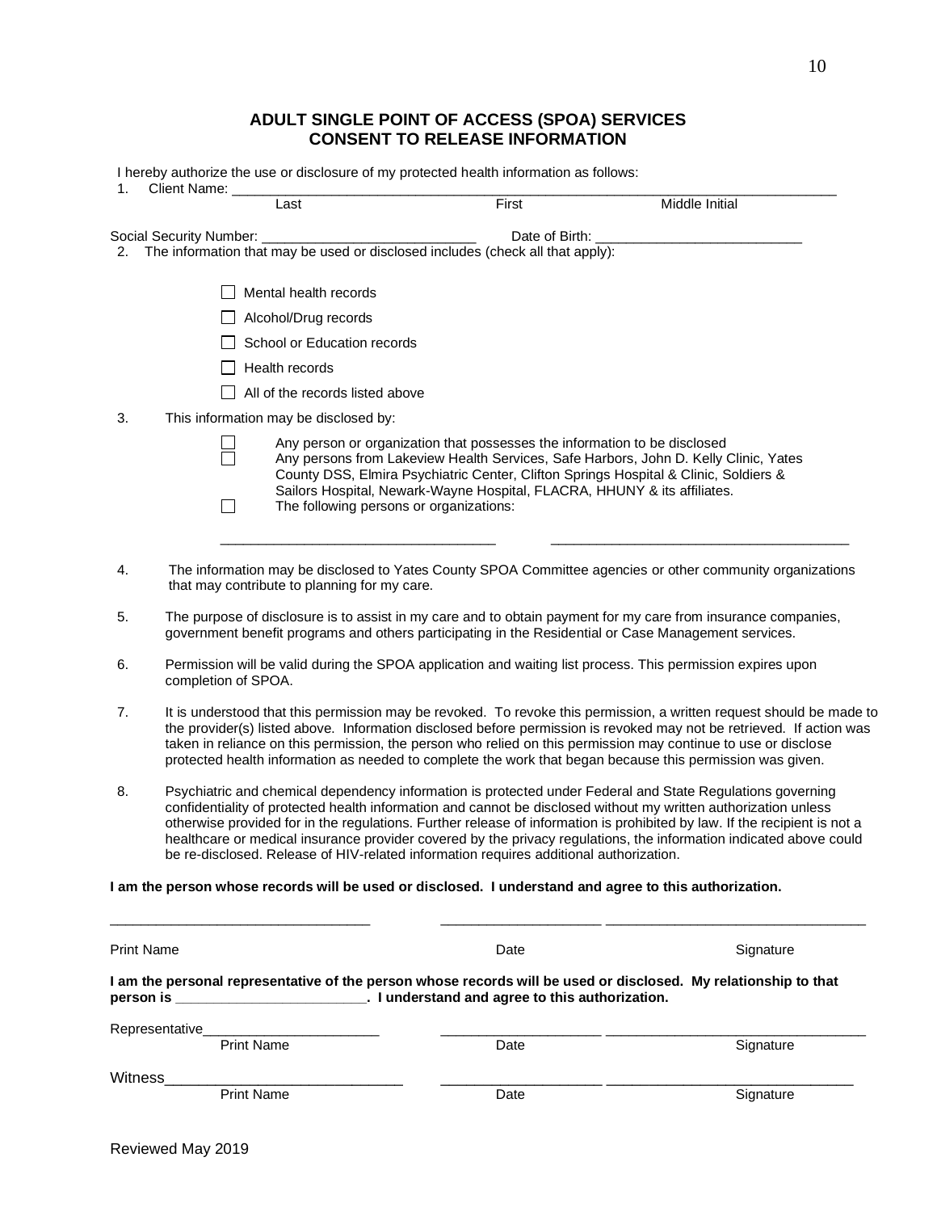## ADULT SINGLE POINT OF ACCESS (SPOA) SERVICES
## CONSENT TO RELEASE INFORMATION

I hereby authorize the use or disclosure of my protected health information as follows:

1. Client Name: ______________________________________________________________________________
   Last                                        First                                        Middle Initial

Social Security Number: ____________________________  Date of Birth: ___________________________

2. The information that may be used or disclosed includes (check all that apply):

   ☐ Mental health records

   ☐ Alcohol/Drug records

   ☐ School or Education records

   ☐ Health records

   ☐ All of the records listed above

3. This information may be disclosed by:

   ☐ Any person or organization that possesses the information to be disclosed

   ☐ Any persons from Lakeview Health Services, Safe Harbors, John D. Kelly Clinic, Yates County DSS, Elmira Psychiatric Center, Clifton Springs Hospital & Clinic, Soldiers & Sailors Hospital, Newark-Wayne Hospital, FLACRA, HHUNY & its affiliates.

   ☐ The following persons or organizations:

   ___________________________________    ______________________________________

4. The information may be disclosed to Yates County SPOA Committee agencies or other community organizations that may contribute to planning for my care.

5. The purpose of disclosure is to assist in my care and to obtain payment for my care from insurance companies, government benefit programs and others participating in the Residential or Case Management services.

6. Permission will be valid during the SPOA application and waiting list process. This permission expires upon completion of SPOA.

7. It is understood that this permission may be revoked. To revoke this permission, a written request should be made to the provider(s) listed above. Information disclosed before permission is revoked may not be retrieved. If action was taken in reliance on this permission, the person who relied on this permission may continue to use or disclose protected health information as needed to complete the work that began because this permission was given.

8. Psychiatric and chemical dependency information is protected under Federal and State Regulations governing confidentiality of protected health information and cannot be disclosed without my written authorization unless otherwise provided for in the regulations. Further release of information is prohibited by law. If the recipient is not a healthcare or medical insurance provider covered by the privacy regulations, the information indicated above could be re-disclosed. Release of HIV-related information requires additional authorization.

**I am the person whose records will be used or disclosed. I understand and agree to this authorization.**

_________________________________    ____________________ _________________________________

Print Name                                        Date                                        Signature

**I am the personal representative of the person whose records will be used or disclosed. My relationship to that person is ________________________. I understand and agree to this authorization.**

Representative______________________    ____________________ _________________________________
Print Name                                        Date                                        Signature

Witness_____________________________    ____________________ _______________________________
Print Name                                        Date                                        Signature

Reviewed May 2019